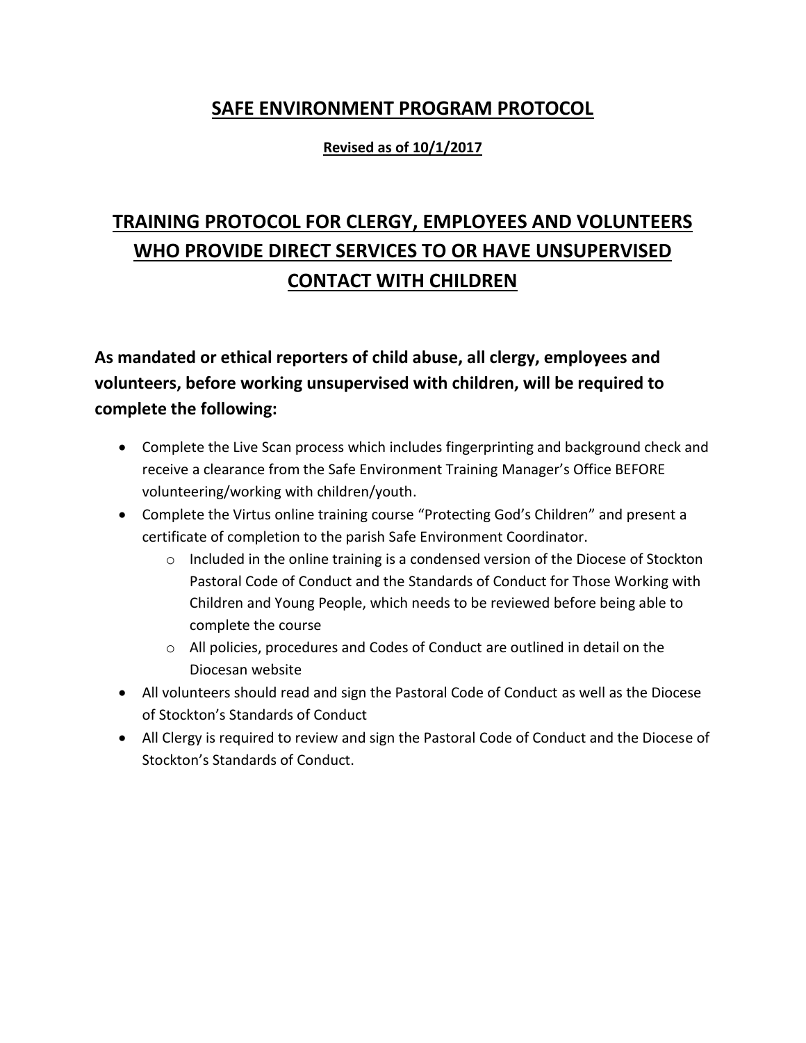# SAFE ENVIRONMENT PROGRAM PROTOCOL

**Revised as of 10/1/2017**

## TRAINING PROTOCOL FOR CLERGY, EMPLOYEES AND VOLUNTEERS WHO PROVIDE DIRECT SERVICES TO OR HAVE UNSUPERVISED CONTACT WITH CHILDREN

**As mandated or ethical reporters of child abuse, all clergy, employees and volunteers, before working unsupervised with children, will be required to complete the following:**

- Complete the Live Scan process which includes fingerprinting and background check and receive a clearance from the Safe Environment Training Manager's Office BEFORE volunteering/working with children/youth.
- Complete the Virtus online training course "Protecting God's Children" and present a certificate of completion to the parish Safe Environment Coordinator.
  - Included in the online training is a condensed version of the Diocese of Stockton Pastoral Code of Conduct and the Standards of Conduct for Those Working with Children and Young People, which needs to be reviewed before being able to complete the course
  - All policies, procedures and Codes of Conduct are outlined in detail on the Diocesan website
- All volunteers should read and sign the Pastoral Code of Conduct as well as the Diocese of Stockton's Standards of Conduct
- All Clergy is required to review and sign the Pastoral Code of Conduct and the Diocese of Stockton's Standards of Conduct.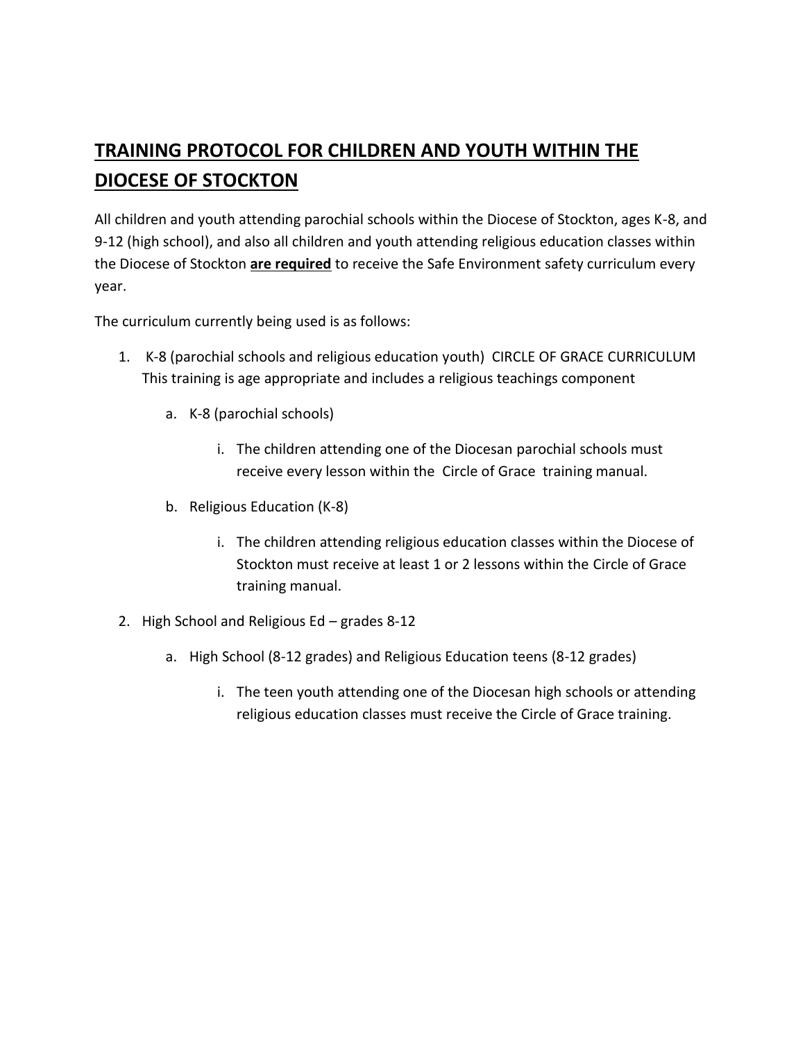## TRAINING PROTOCOL FOR CHILDREN AND YOUTH WITHIN THE DIOCESE OF STOCKTON

All children and youth attending parochial schools within the Diocese of Stockton, ages K-8, and 9-12 (high school), and also all children and youth attending religious education classes within the Diocese of Stockton **are required** to receive the Safe Environment safety curriculum every year.

The curriculum currently being used is as follows:

1. K-8 (parochial schools and religious education youth) CIRCLE OF GRACE CURRICULUM This training is age appropriate and includes a religious teachings component
   a. K-8 (parochial schools)
      i. The children attending one of the Diocesan parochial schools must receive every lesson within the Circle of Grace training manual.
   b. Religious Education (K-8)
      i. The children attending religious education classes within the Diocese of Stockton must receive at least 1 or 2 lessons within the Circle of Grace training manual.
2. High School and Religious Ed – grades 8-12
   a. High School (8-12 grades) and Religious Education teens (8-12 grades)
      i. The teen youth attending one of the Diocesan high schools or attending religious education classes must receive the Circle of Grace training.